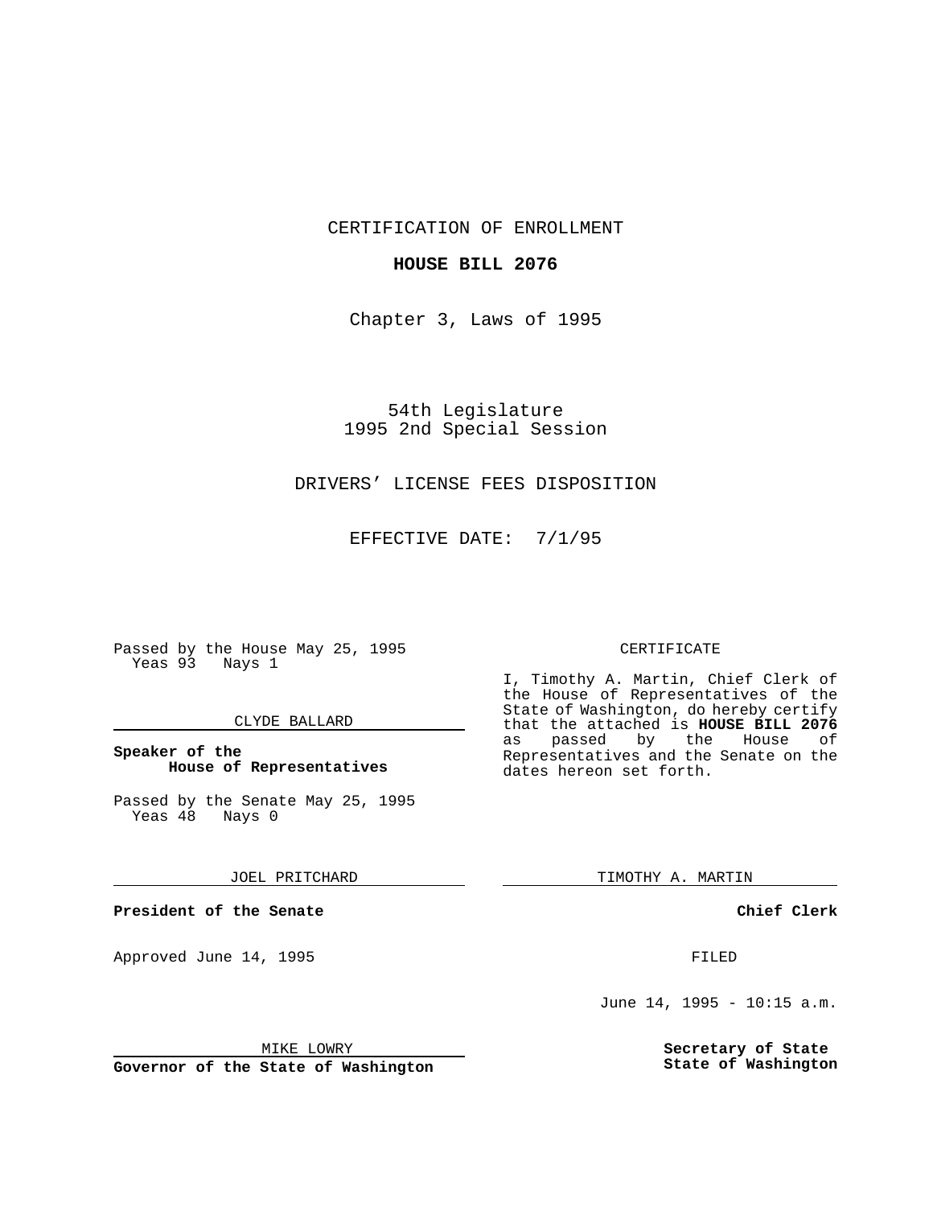CERTIFICATION OF ENROLLMENT

**HOUSE BILL 2076**

Chapter 3, Laws of 1995

54th Legislature
1995 2nd Special Session

DRIVERS' LICENSE FEES DISPOSITION

EFFECTIVE DATE: 7/1/95

Passed by the House May 25, 1995
Yeas 93 Nays 1

CLYDE BALLARD

**Speaker of the House of Representatives**

Passed by the Senate May 25, 1995
Yeas 48 Nays 0

JOEL PRITCHARD

**President of the Senate**

Approved June 14, 1995

MIKE LOWRY

**Governor of the State of Washington**

CERTIFICATE

I, Timothy A. Martin, Chief Clerk of the House of Representatives of the State of Washington, do hereby certify that the attached is **HOUSE BILL 2076** as passed by the House of Representatives and the Senate on the dates hereon set forth.

TIMOTHY A. MARTIN

**Chief Clerk**

FILED

June 14, 1995 - 10:15 a.m.

**Secretary of State**
**State of Washington**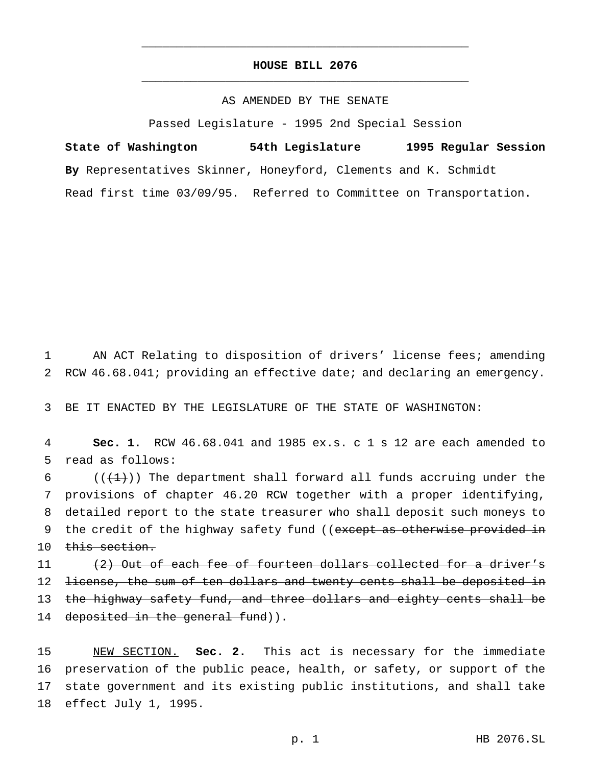# HOUSE BILL 2076

AS AMENDED BY THE SENATE

Passed Legislature - 1995 2nd Special Session

**State of Washington 54th Legislature 1995 Regular Session**

**By** Representatives Skinner, Honeyford, Clements and K. Schmidt

Read first time 03/09/95. Referred to Committee on Transportation.

1 AN ACT Relating to disposition of drivers' license fees; amending
2 RCW 46.68.041; providing an effective date; and declaring an emergency.

3 BE IT ENACTED BY THE LEGISLATURE OF THE STATE OF WASHINGTON:

4 **Sec. 1.** RCW 46.68.041 and 1985 ex.s. c 1 s 12 are each amended to
5 read as follows:

6 ((~~(1)~~)) The department shall forward all funds accruing under the
7 provisions of chapter 46.20 RCW together with a proper identifying,
8 detailed report to the state treasurer who shall deposit such moneys to
9 the credit of the highway safety fund ((~~except as otherwise provided in~~
10 ~~this section.~~

11 ~~(2) Out of each fee of fourteen dollars collected for a driver's~~
12 ~~license, the sum of ten dollars and twenty cents shall be deposited in~~
13 ~~the highway safety fund, and three dollars and eighty cents shall be~~
14 ~~deposited in the general fund~~)).

15 <u>NEW SECTION.</u> **Sec. 2.** This act is necessary for the immediate
16 preservation of the public peace, health, or safety, or support of the
17 state government and its existing public institutions, and shall take
18 effect July 1, 1995.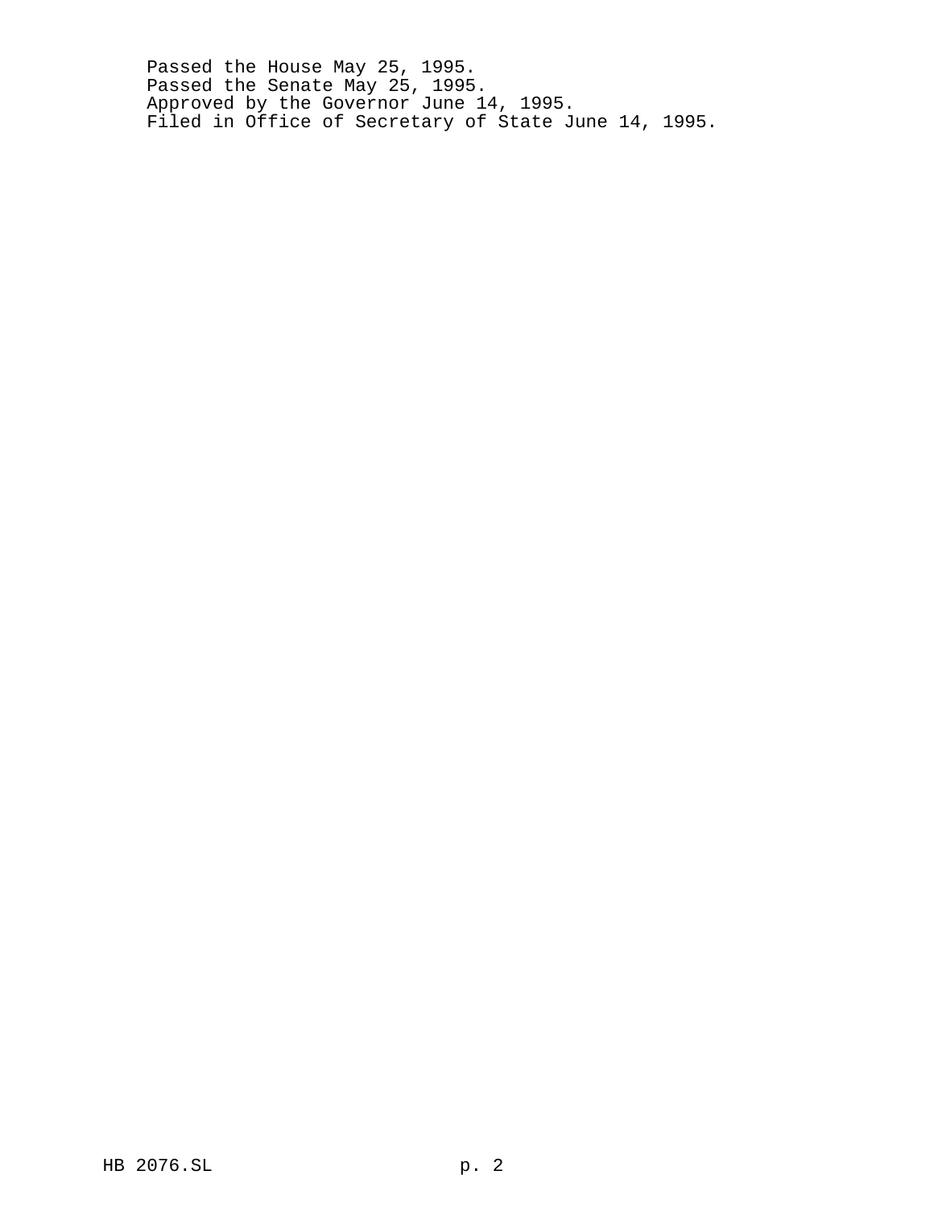Passed the House May 25, 1995.
Passed the Senate May 25, 1995.
Approved by the Governor June 14, 1995.
Filed in Office of Secretary of State June 14, 1995.